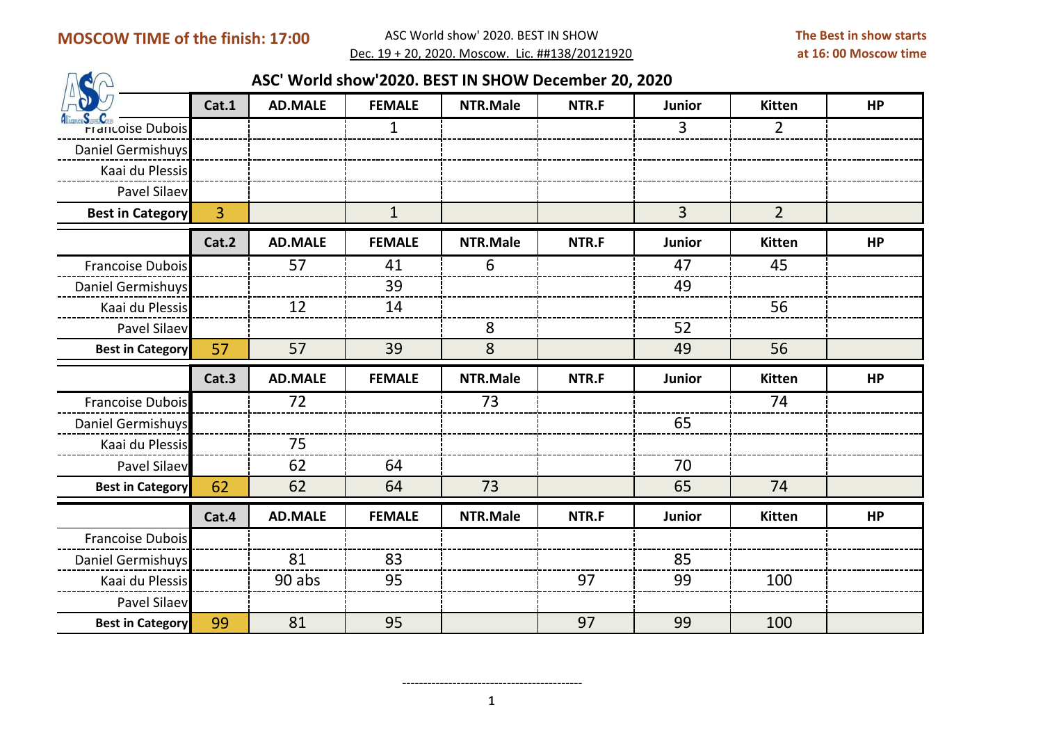**MOSCOW TIME of the finish: 17:00**

ASC World show' 2020. BEST IN SHOW
Dec. 19 + 20, 2020. Moscow. Lic. ##138/20121920

**The Best in show starts at 16: 00 Moscow time**

## ASC' World show'2020. BEST IN SHOW December 20, 2020

| | Cat.1 | AD.MALE | FEMALE | NTR.Male | NTR.F | Junior | Kitten | HP |
|---|---|---|---|---|---|---|---|---|
| Francoise Dubois | | | 1 | | | 3 | 2 | |
| Daniel Germishuys | | | | | | | | |
| Kaai du Plessis | | | | | | | | |
| Pavel Silaev | | | | | | | | |
| **Best in Category** | 3 | | 1 | | | 3 | 2 | |

| | Cat.2 | AD.MALE | FEMALE | NTR.Male | NTR.F | Junior | Kitten | HP |
|---|---|---|---|---|---|---|---|---|
| Francoise Dubois | | 57 | 41 | 6 | | 47 | 45 | |
| Daniel Germishuys | | | 39 | | | 49 | | |
| Kaai du Plessis | | 12 | 14 | | | | 56 | |
| Pavel Silaev | | | | 8 | | 52 | | |
| **Best in Category** | 57 | 57 | 39 | 8 | | 49 | 56 | |

| | Cat.3 | AD.MALE | FEMALE | NTR.Male | NTR.F | Junior | Kitten | HP |
|---|---|---|---|---|---|---|---|---|
| Francoise Dubois | | 72 | | 73 | | | 74 | |
| Daniel Germishuys | | | | | | 65 | | |
| Kaai du Plessis | | 75 | | | | | | |
| Pavel Silaev | | 62 | 64 | | | 70 | | |
| **Best in Category** | 62 | 62 | 64 | 73 | | 65 | 74 | |

| | Cat.4 | AD.MALE | FEMALE | NTR.Male | NTR.F | Junior | Kitten | HP |
|---|---|---|---|---|---|---|---|---|
| Francoise Dubois | | | | | | | | |
| Daniel Germishuys | | 81 | 83 | | | 85 | | |
| Kaai du Plessis | | 90 abs | 95 | | 97 | 99 | 100 | |
| Pavel Silaev | | | | | | | | |
| **Best in Category** | 99 | 81 | 95 | | 97 | 99 | 100 | |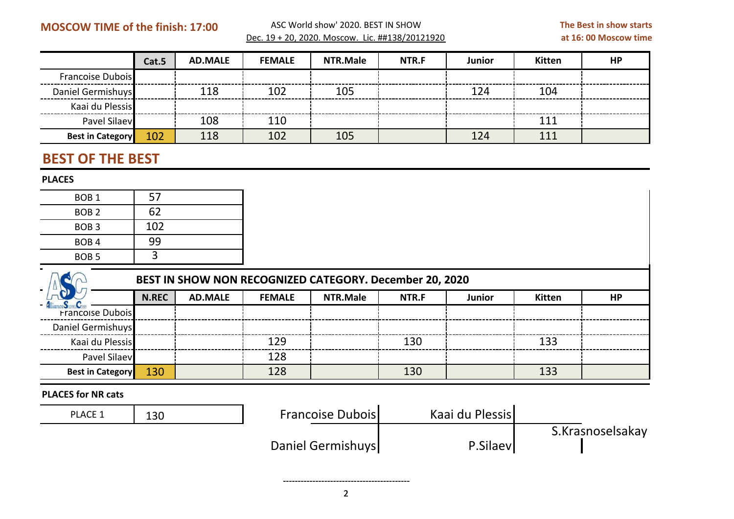**MOSCOW TIME of the finish: 17:00**

ASC World show' 2020. BEST IN SHOW
Dec. 19 + 20, 2020. Moscow. Lic. ##138/20121920

**The Best in show starts at 16: 00 Moscow time**

| | Cat.5 | AD.MALE | FEMALE | NTR.Male | NTR.F | Junior | Kitten | HP |
|---|---|---|---|---|---|---|---|---|
| Francoise Dubois | | | | | | | | |
| Daniel Germishuys | | 118 | 102 | 105 | | 124 | 104 | |
| Kaai du Plessis | | | | | | | | |
| Pavel Silaev | | 108 | 110 | | | | 111 | |
| **Best in Category** | 102 | 118 | 102 | 105 | | 124 | 111 | |

## BEST OF THE BEST

**PLACES**

| | |
|---|---|
| BOB 1 | 57 |
| BOB 2 | 62 |
| BOB 3 | 102 |
| BOB 4 | 99 |
| BOB 5 | 3 |

## BEST IN SHOW NON RECOGNIZED CATEGORY. December 20, 2020

| | N.REC | AD.MALE | FEMALE | NTR.Male | NTR.F | Junior | Kitten | HP |
|---|---|---|---|---|---|---|---|---|
| Francoise Dubois | | | | | | | | |
| Daniel Germishuys | | | | | | | | |
| Kaai du Plessis | | | 129 | | 130 | | 133 | |
| Pavel Silaev | | | 128 | | | | | |
| **Best in Category** | 130 | | 128 | | 130 | | 133 | |

**PLACES for NR cats**

| | |
|---|---|
| PLACE 1 | 130 |

Francoise Dubois | Kaai du Plessis

Daniel Germishuys | P.Silaev

S.Krasnoselsakay